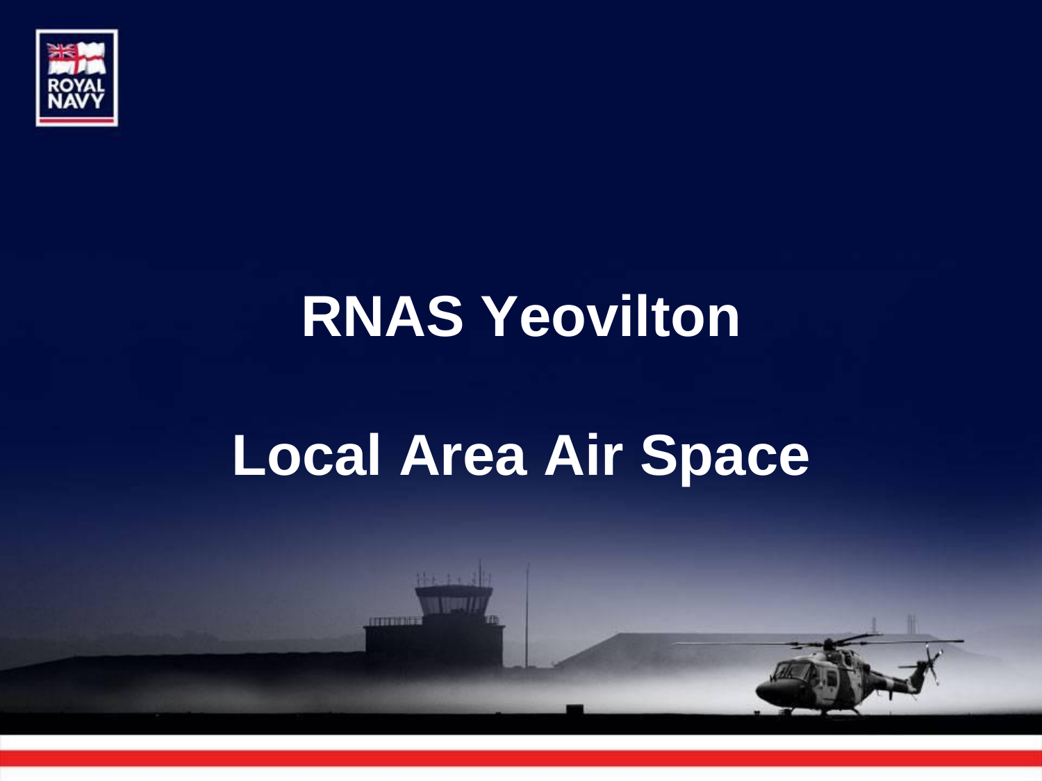# RNAS Yeovilton

# Local Area Air Space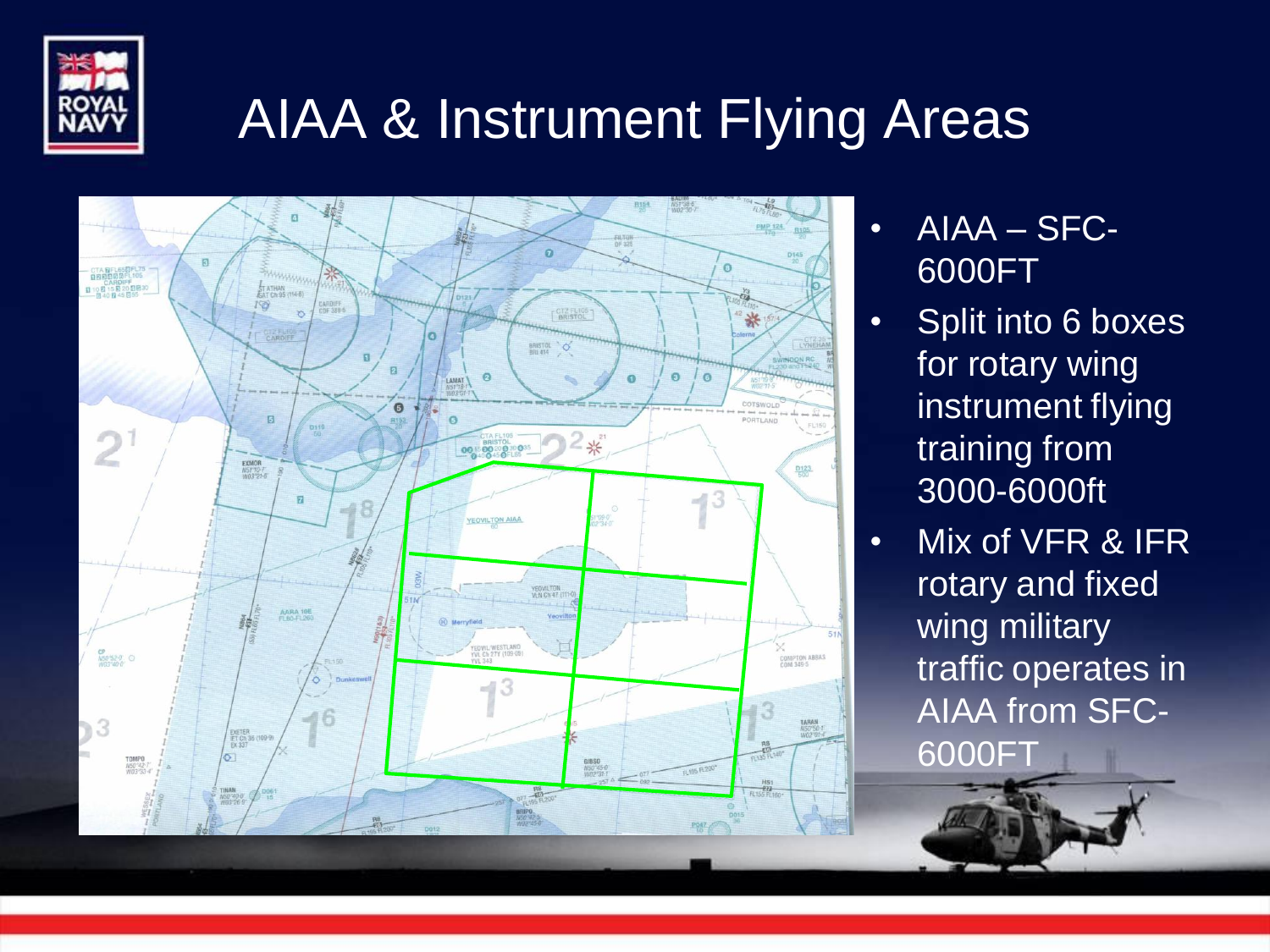# AIAA & Instrument Flying Areas

- AIAA – SFC-6000FT
- Split into 6 boxes for rotary wing instrument flying training from 3000-6000ft
- Mix of VFR & IFR rotary and fixed wing military traffic operates in AIAA from SFC-6000FT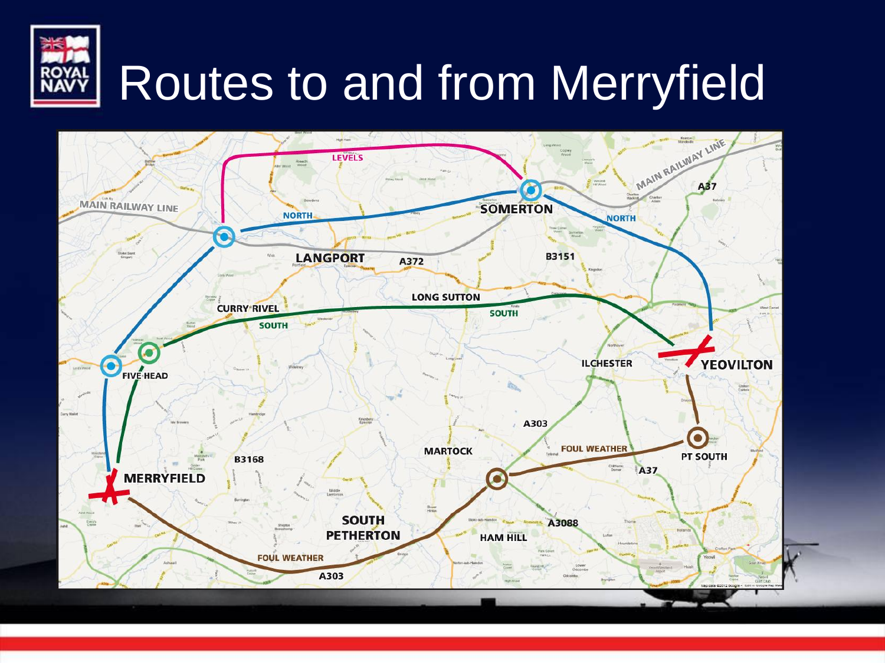# Routes to and from Merryfield

MAIN RAILWAY LINE

LEVELS

NORTH

SOMERTON

NORTH

MAIN RAILWAY LINE

A37

LANGPORT

A372

B3151

LONG SUTTON

CURRY RIVEL

SOUTH

SOUTH

FIVE HEAD

ILCHESTER

YEOVILTON

A303

MARTOCK

FOUL WEATHER

PT SOUTH

B3168

A37

MERRYFIELD

SOUTH PETHERTON

A3088

HAM HILL

FOUL WEATHER

A303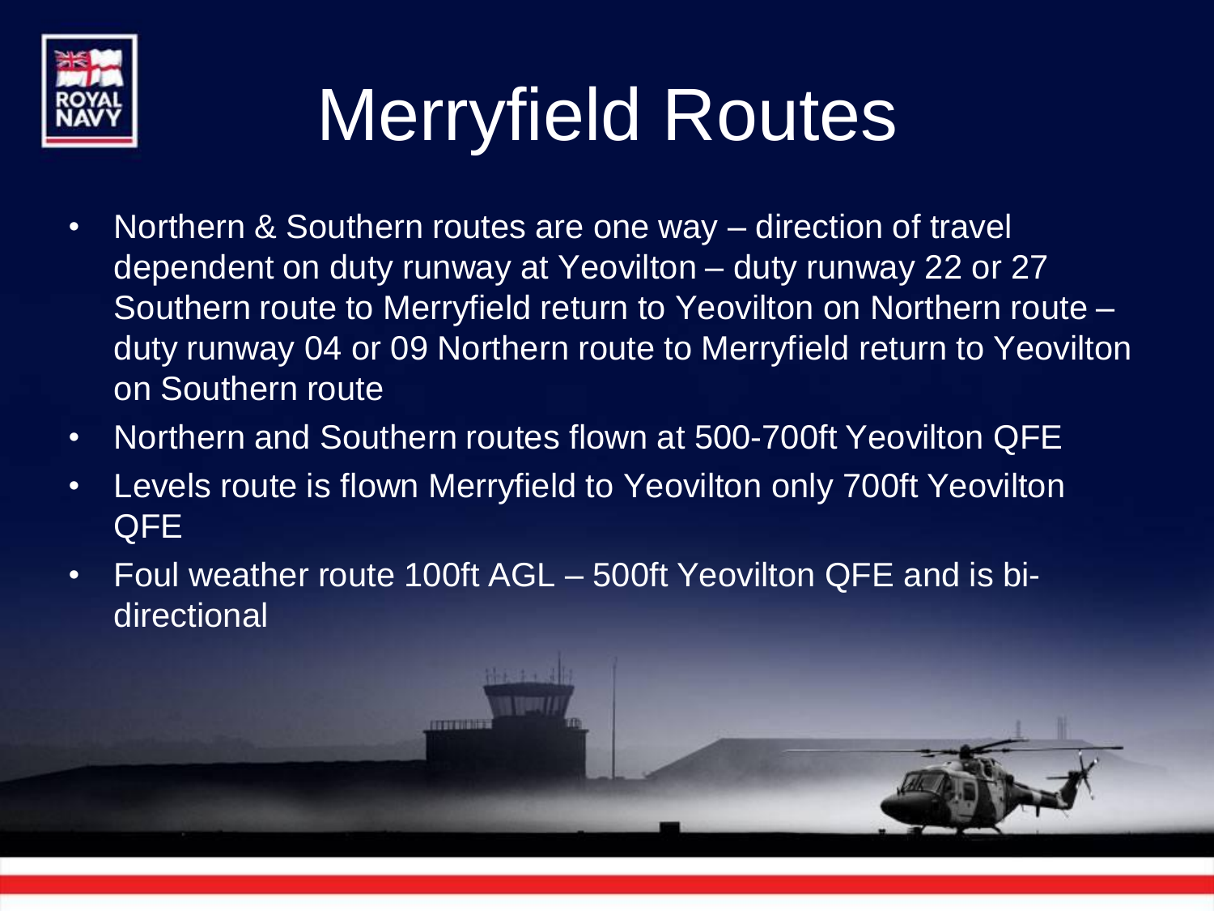# Merryfield Routes

- Northern & Southern routes are one way – direction of travel dependent on duty runway at Yeovilton – duty runway 22 or 27 Southern route to Merryfield return to Yeovilton on Northern route – duty runway 04 or 09 Northern route to Merryfield return to Yeovilton on Southern route
- Northern and Southern routes flown at 500-700ft Yeovilton QFE
- Levels route is flown Merryfield to Yeovilton only 700ft Yeovilton QFE
- Foul weather route 100ft AGL – 500ft Yeovilton QFE and is bi-directional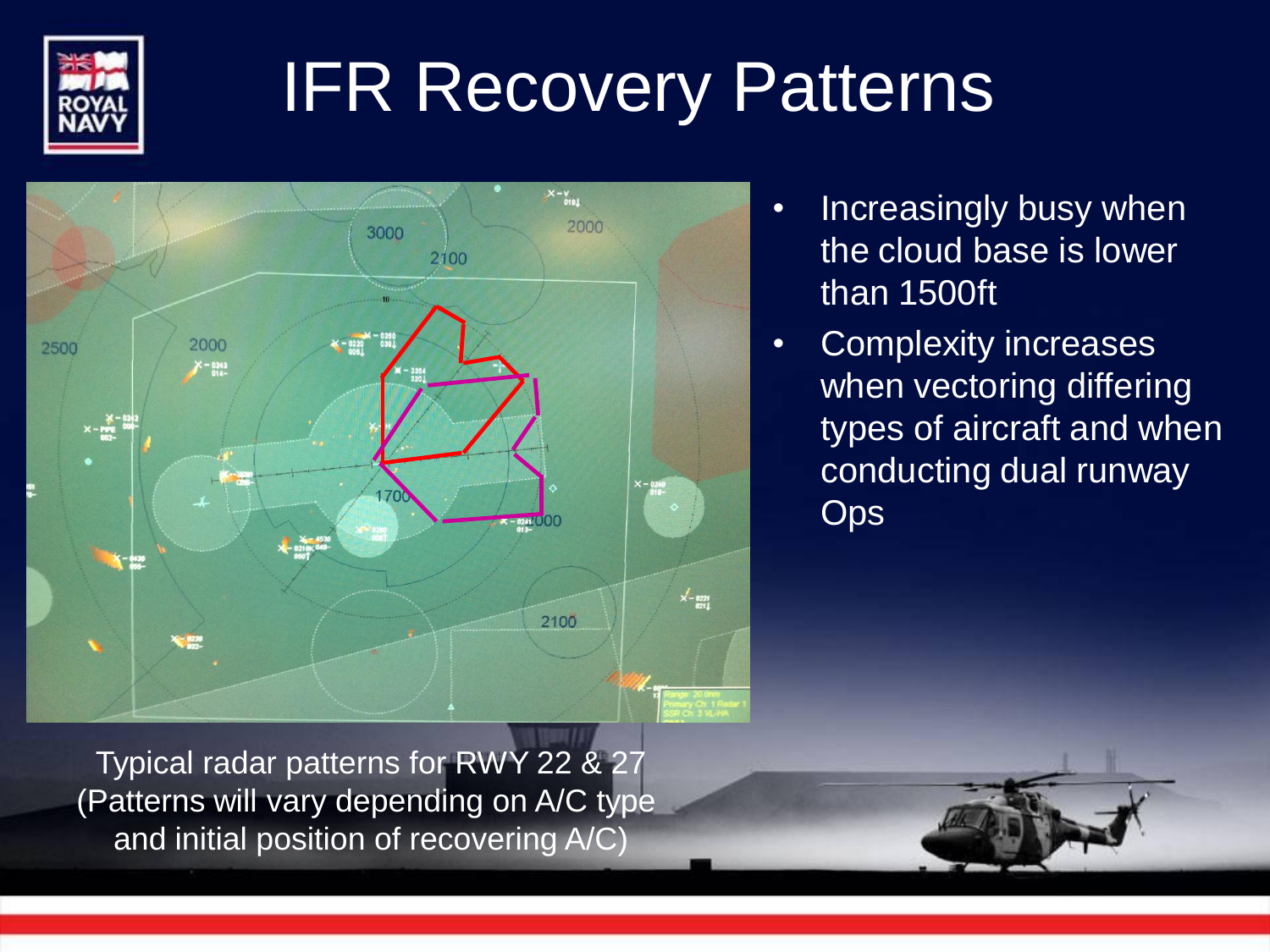# IFR Recovery Patterns

- Increasingly busy when the cloud base is lower than 1500ft
- Complexity increases when vectoring differing types of aircraft and when conducting dual runway Ops

Typical radar patterns for RWY 22 & 27 (Patterns will vary depending on A/C type and initial position of recovering A/C)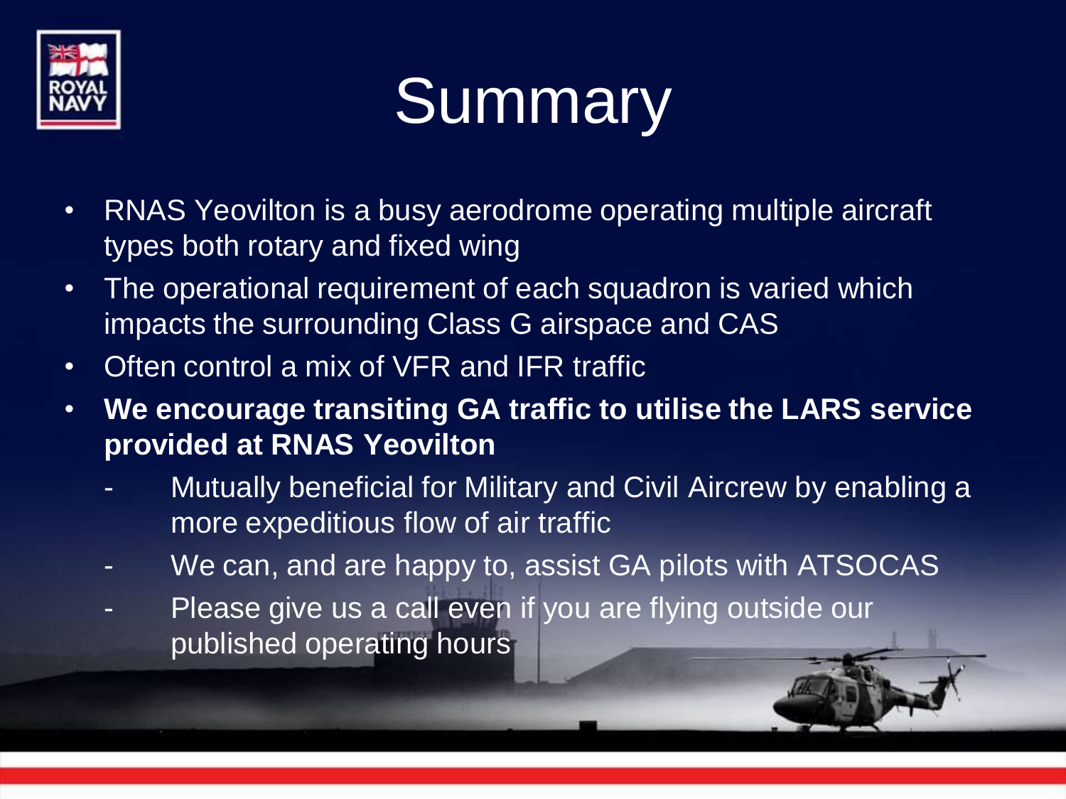# Summary

- RNAS Yeovilton is a busy aerodrome operating multiple aircraft types both rotary and fixed wing
- The operational requirement of each squadron is varied which impacts the surrounding Class G airspace and CAS
- Often control a mix of VFR and IFR traffic
- **We encourage transiting GA traffic to utilise the LARS service provided at RNAS Yeovilton**
  - Mutually beneficial for Military and Civil Aircrew by enabling a more expeditious flow of air traffic
  - We can, and are happy to, assist GA pilots with ATSOCAS
  - Please give us a call even if you are flying outside our published operating hours